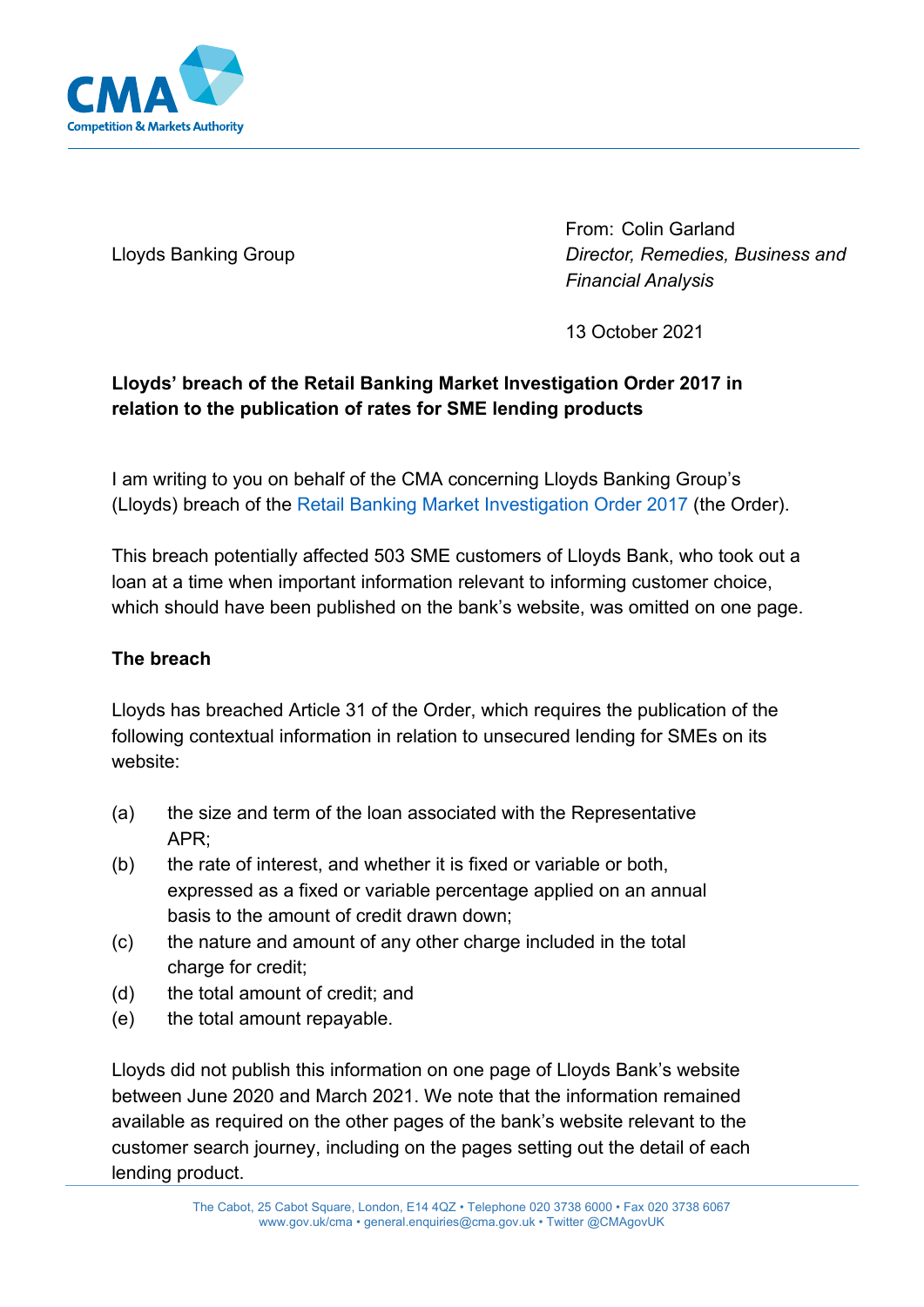Lloyds Banking Group

From: Colin Garland
*Director, Remedies, Business and Financial Analysis*

13 October 2021

**Lloyds' breach of the Retail Banking Market Investigation Order 2017 in relation to the publication of rates for SME lending products**

I am writing to you on behalf of the CMA concerning Lloyds Banking Group's (Lloyds) breach of the Retail Banking Market Investigation Order 2017 (the Order).

This breach potentially affected 503 SME customers of Lloyds Bank, who took out a loan at a time when important information relevant to informing customer choice, which should have been published on the bank's website, was omitted on one page.

**The breach**

Lloyds has breached Article 31 of the Order, which requires the publication of the following contextual information in relation to unsecured lending for SMEs on its website:

(a) the size and term of the loan associated with the Representative APR;
(b) the rate of interest, and whether it is fixed or variable or both, expressed as a fixed or variable percentage applied on an annual basis to the amount of credit drawn down;
(c) the nature and amount of any other charge included in the total charge for credit;
(d) the total amount of credit; and
(e) the total amount repayable.

Lloyds did not publish this information on one page of Lloyds Bank's website between June 2020 and March 2021. We note that the information remained available as required on the other pages of the bank's website relevant to the customer search journey, including on the pages setting out the detail of each lending product.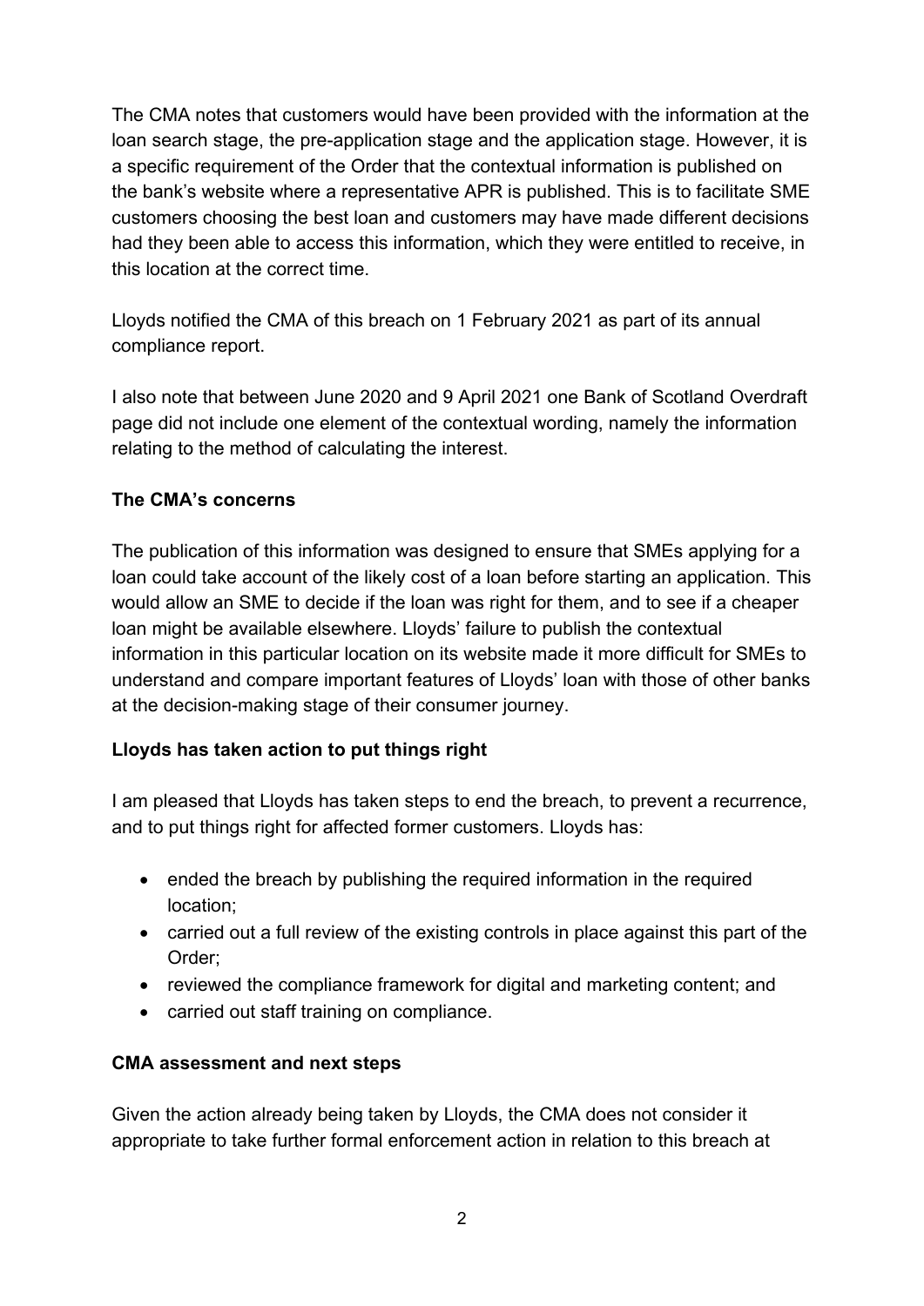The CMA notes that customers would have been provided with the information at the loan search stage, the pre-application stage and the application stage. However, it is a specific requirement of the Order that the contextual information is published on the bank's website where a representative APR is published. This is to facilitate SME customers choosing the best loan and customers may have made different decisions had they been able to access this information, which they were entitled to receive, in this location at the correct time.

Lloyds notified the CMA of this breach on 1 February 2021 as part of its annual compliance report.

I also note that between June 2020 and 9 April 2021 one Bank of Scotland Overdraft page did not include one element of the contextual wording, namely the information relating to the method of calculating the interest.

**The CMA's concerns**

The publication of this information was designed to ensure that SMEs applying for a loan could take account of the likely cost of a loan before starting an application. This would allow an SME to decide if the loan was right for them, and to see if a cheaper loan might be available elsewhere. Lloyds' failure to publish the contextual information in this particular location on its website made it more difficult for SMEs to understand and compare important features of Lloyds' loan with those of other banks at the decision-making stage of their consumer journey.

**Lloyds has taken action to put things right**

I am pleased that Lloyds has taken steps to end the breach, to prevent a recurrence, and to put things right for affected former customers. Lloyds has:

- ended the breach by publishing the required information in the required location;
- carried out a full review of the existing controls in place against this part of the Order;
- reviewed the compliance framework for digital and marketing content; and
- carried out staff training on compliance.

**CMA assessment and next steps**

Given the action already being taken by Lloyds, the CMA does not consider it appropriate to take further formal enforcement action in relation to this breach at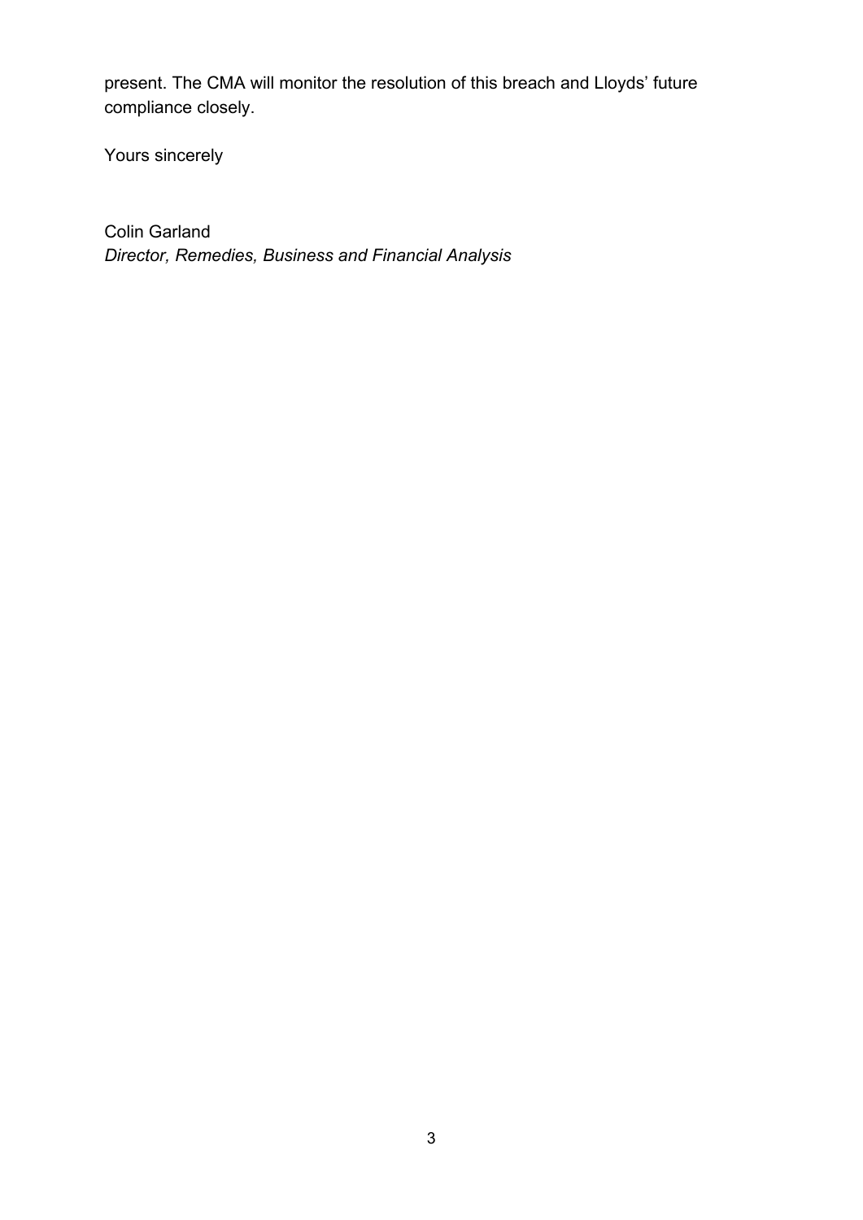present. The CMA will monitor the resolution of this breach and Lloyds' future compliance closely.

Yours sincerely

Colin Garland
*Director, Remedies, Business and Financial Analysis*